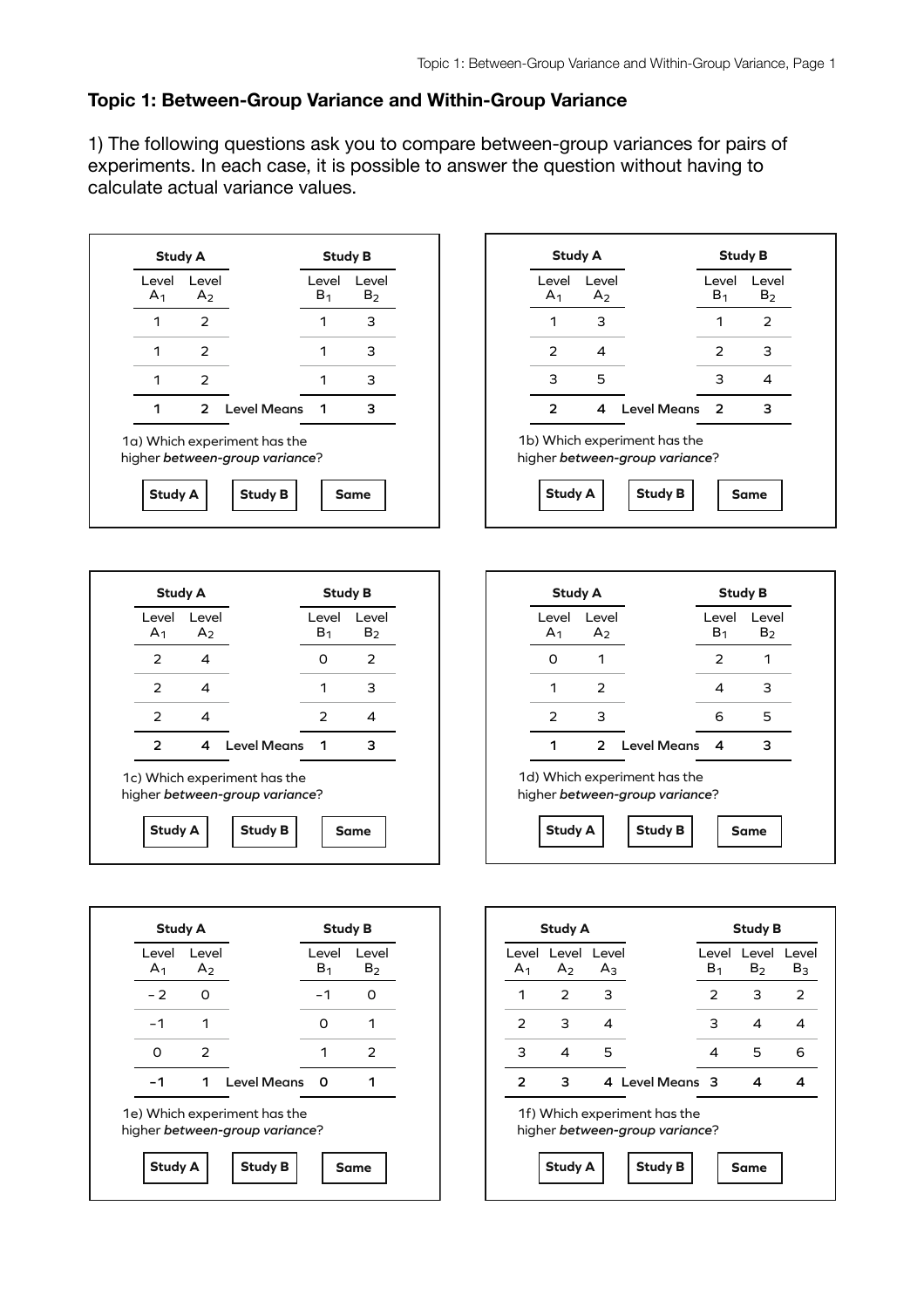## Topic 1: Between-Group Variance and Within-Group Variance

1) The following questions ask you to compare between-group variances for pairs of experiments. In each case, it is possible to answer the question without having to calculate actual variance values.

| Study A: Level $A_1$ | Study A: Level $A_2$ | | Study B: Level $B_1$ | Study B: Level $B_2$ |
|---|---|---|---|---|
| 1 | 2 | | 1 | 3 |
| 1 | 2 | | 1 | 3 |
| 1 | 2 | | 1 | 3 |
| **1** | **2** | **Level Means** | **1** | **3** |

1a) Which experiment has the higher ***between-group variance***?

**Study A** | **Study B** | **Same**

| Study A: Level $A_1$ | Study A: Level $A_2$ | | Study B: Level $B_1$ | Study B: Level $B_2$ |
|---|---|---|---|---|
| 1 | 3 | | 1 | 2 |
| 2 | 4 | | 2 | 3 |
| 3 | 5 | | 3 | 4 |
| **2** | **4** | **Level Means** | **2** | **3** |

1b) Which experiment has the higher ***between-group variance***?

**Study A** | **Study B** | **Same**

| Study A: Level $A_1$ | Study A: Level $A_2$ | | Study B: Level $B_1$ | Study B: Level $B_2$ |
|---|---|---|---|---|
| 2 | 4 | | 0 | 2 |
| 2 | 4 | | 1 | 3 |
| 2 | 4 | | 2 | 4 |
| **2** | **4** | **Level Means** | **1** | **3** |

1c) Which experiment has the higher ***between-group variance***?

**Study A** | **Study B** | **Same**

| Study A: Level $A_1$ | Study A: Level $A_2$ | | Study B: Level $B_1$ | Study B: Level $B_2$ |
|---|---|---|---|---|
| 0 | 1 | | 2 | 1 |
| 1 | 2 | | 4 | 3 |
| 2 | 3 | | 6 | 5 |
| **1** | **2** | **Level Means** | **4** | **3** |

1d) Which experiment has the higher ***between-group variance***?

**Study A** | **Study B** | **Same**

| Study A: Level $A_1$ | Study A: Level $A_2$ | | Study B: Level $B_1$ | Study B: Level $B_2$ |
|---|---|---|---|---|
| −2 | 0 | | −1 | 0 |
| −1 | 1 | | 0 | 1 |
| 0 | 2 | | 1 | 2 |
| **−1** | **1** | **Level Means** | **0** | **1** |

1e) Which experiment has the higher ***between-group variance***?

**Study A** | **Study B** | **Same**

| Study A: Level $A_1$ | Study A: Level $A_2$ | Study A: Level $A_3$ | | Study B: Level $B_1$ | Study B: Level $B_2$ | Study B: Level $B_3$ |
|---|---|---|---|---|---|---|
| 1 | 2 | 3 | | 2 | 3 | 2 |
| 2 | 3 | 4 | | 3 | 4 | 4 |
| 3 | 4 | 5 | | 4 | 5 | 6 |
| **2** | **3** | **4** | **Level Means** | **3** | **4** | **4** |

1f) Which experiment has the higher ***between-group variance***?

**Study A** | **Study B** | **Same**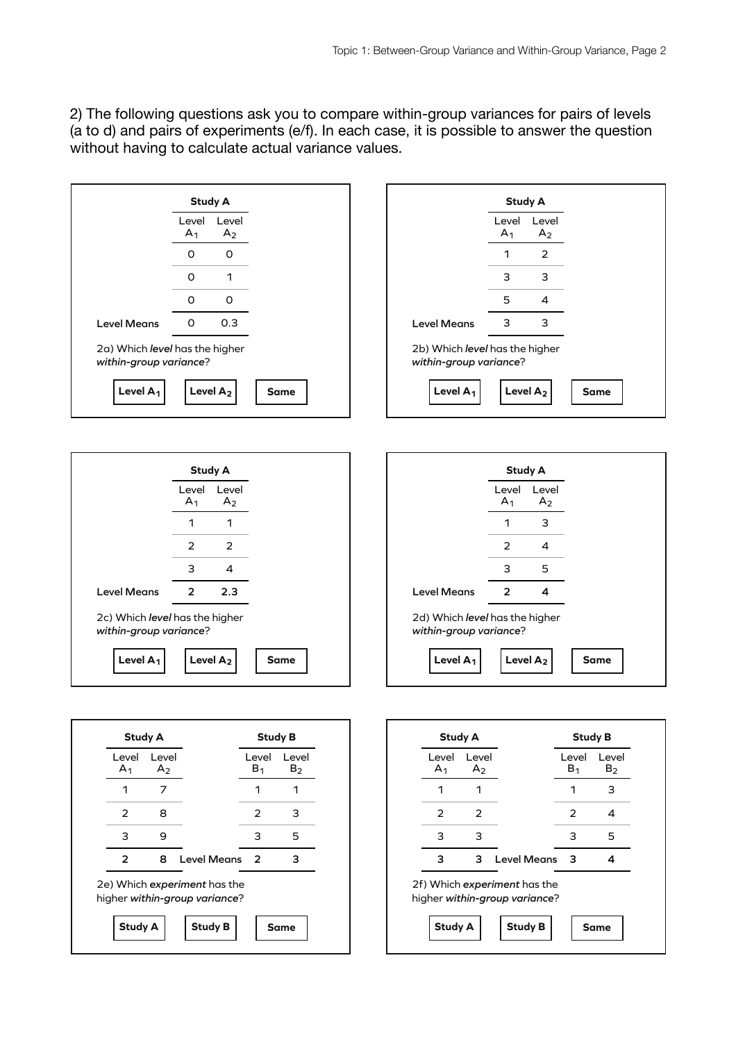2) The following questions ask you to compare within-group variances for pairs of levels (a to d) and pairs of experiments (e/f). In each case, it is possible to answer the question without having to calculate actual variance values.

**Study A**

| | Level $A_1$ | Level $A_2$ |
|---|---|---|
| | 0 | 0 |
| | 0 | 1 |
| | 0 | 0 |
| **Level Means** | 0 | 0.3 |

2a) Which ***level*** has the higher ***within-group variance***?

**Level $A_1$** | **Level $A_2$** | **Same**

**Study A**

| | Level $A_1$ | Level $A_2$ |
|---|---|---|
| | 1 | 2 |
| | 3 | 3 |
| | 5 | 4 |
| **Level Means** | 3 | 3 |

2b) Which ***level*** has the higher ***within-group variance***?

**Level $A_1$** | **Level $A_2$** | **Same**

**Study A**

| | Level $A_1$ | Level $A_2$ |
|---|---|---|
| | 1 | 1 |
| | 2 | 2 |
| | 3 | 4 |
| **Level Means** | 2 | 2.3 |

2c) Which ***level*** has the higher ***within-group variance***?

**Level $A_1$** | **Level $A_2$** | **Same**

**Study A**

| | Level $A_1$ | Level $A_2$ |
|---|---|---|
| | 1 | 3 |
| | 2 | 4 |
| | 3 | 5 |
| **Level Means** | 2 | 4 |

2d) Which ***level*** has the higher ***within-group variance***?

**Level $A_1$** | **Level $A_2$** | **Same**

| **Study A** | | | **Study B** | |
|---|---|---|---|---|
| Level $A_1$ | Level $A_2$ | | Level $B_1$ | Level $B_2$ |
| 1 | 7 | | 1 | 1 |
| 2 | 8 | | 2 | 3 |
| 3 | 9 | | 3 | 5 |
| 2 | 8 | **Level Means** | 2 | 3 |

2e) Which ***experiment*** has the higher ***within-group variance***?

**Study A** | **Study B** | **Same**

| **Study A** | | | **Study B** | |
|---|---|---|---|---|
| Level $A_1$ | Level $A_2$ | | Level $B_1$ | Level $B_2$ |
| 1 | 1 | | 1 | 3 |
| 2 | 2 | | 2 | 4 |
| 3 | 3 | | 3 | 5 |
| 3 | 3 | **Level Means** | 3 | 4 |

2f) Which ***experiment*** has the higher ***within-group variance***?

**Study A** | **Study B** | **Same**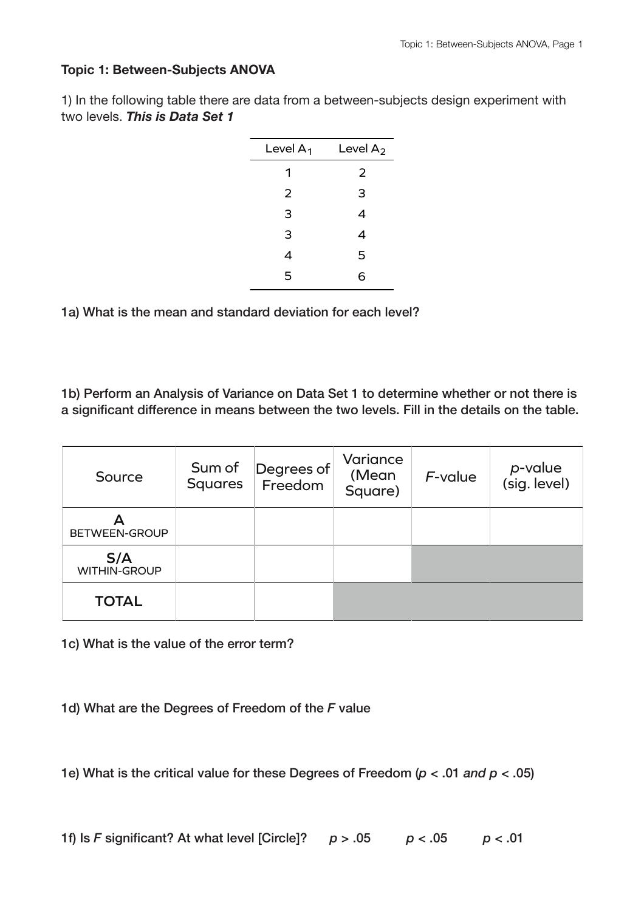**Topic 1: Between-Subjects ANOVA**

1) In the following table there are data from a between-subjects design experiment with two levels. ***This is Data Set 1***

| Level $A_1$ | Level $A_2$ |
|---|---|
| 1 | 2 |
| 2 | 3 |
| 3 | 4 |
| 3 | 4 |
| 4 | 5 |
| 5 | 6 |

**1a) What is the mean and standard deviation for each level?**

**1b) Perform an Analysis of Variance on Data Set 1 to determine whether or not there is a significant difference in means between the two levels. Fill in the details on the table.**

| Source | Sum of Squares | Degrees of Freedom | Variance (Mean Square) | *F*-value | *p*-value (sig. level) |
|---|---|---|---|---|---|
| A BETWEEN-GROUP | | | | | |
| S/A WITHIN-GROUP | | | | | |
| TOTAL | | | | | |

**1c) What is the value of the error term?**

**1d) What are the Degrees of Freedom of the *F* value**

**1e) What is the critical value for these Degrees of Freedom ($p < .01$ *and* $p < .05$)**

**1f) Is *F* significant? At what level [Circle]?** $p > .05$ $p < .05$ $p < .01$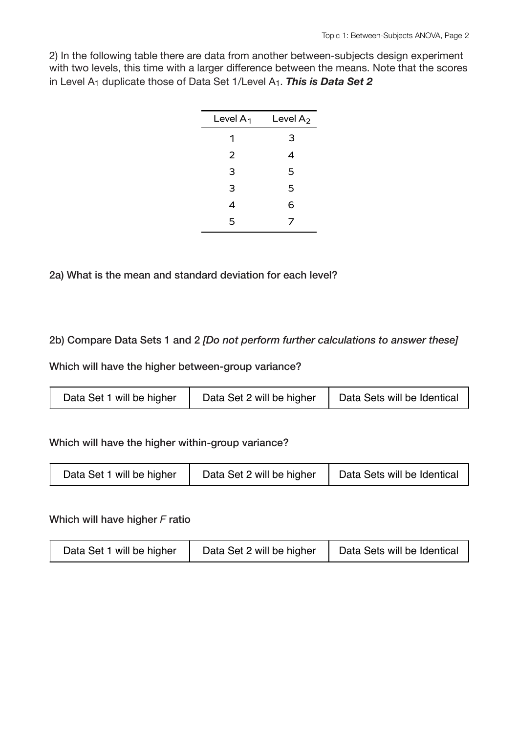2) In the following table there are data from another between-subjects design experiment with two levels, this time with a larger difference between the means. Note that the scores in Level $A_1$ duplicate those of Data Set 1/Level $A_1$. ***This is Data Set 2***

| Level $A_1$ | Level $A_2$ |
|---|---|
| 1 | 3 |
| 2 | 4 |
| 3 | 5 |
| 3 | 5 |
| 4 | 6 |
| 5 | 7 |

**2a) What is the mean and standard deviation for each level?**

**2b) Compare Data Sets 1 and 2** ***[Do not perform further calculations to answer these]***

**Which will have the higher between-group variance?**

| Data Set 1 will be higher | Data Set 2 will be higher | Data Sets will be Identical |
|---|---|---|

**Which will have the higher within-group variance?**

| Data Set 1 will be higher | Data Set 2 will be higher | Data Sets will be Identical |
|---|---|---|

**Which will have higher *F* ratio**

| Data Set 1 will be higher | Data Set 2 will be higher | Data Sets will be Identical |
|---|---|---|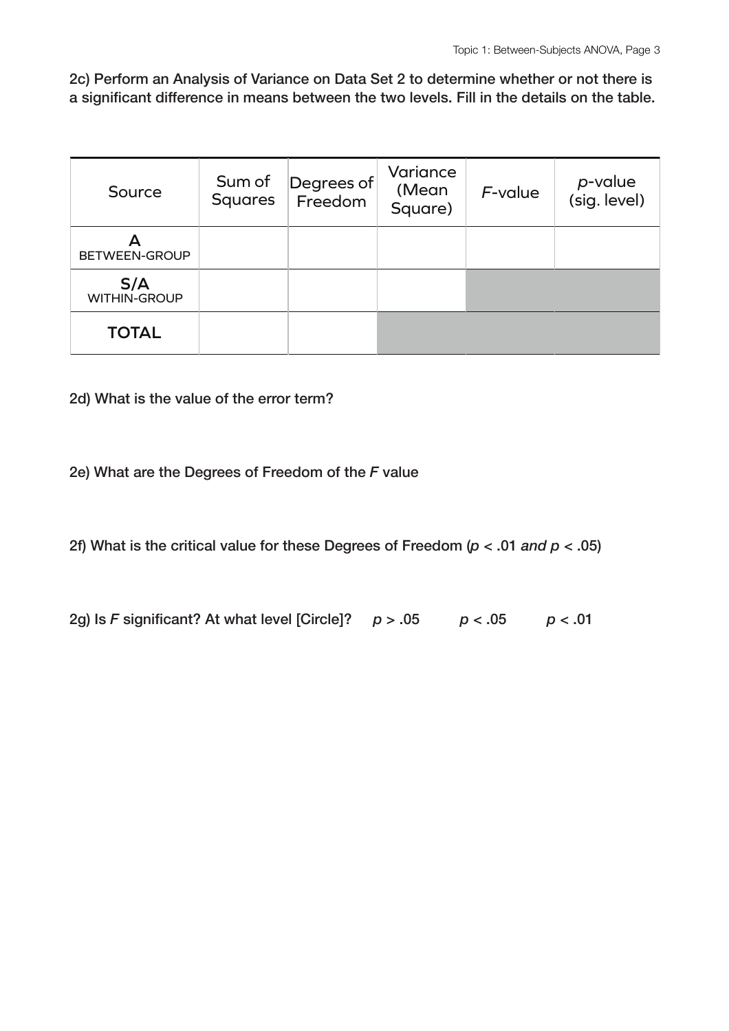**2c) Perform an Analysis of Variance on Data Set 2 to determine whether or not there is a significant difference in means between the two levels. Fill in the details on the table.**

| Source | Sum of Squares | Degrees of Freedom | Variance (Mean Square) | *F*-value | *p*-value (sig. level) |
|---|---|---|---|---|---|
| A BETWEEN-GROUP | | | | | |
| S/A WITHIN-GROUP | | | | | |
| TOTAL | | | | | |

**2d) What is the value of the error term?**

**2e) What are the Degrees of Freedom of the *F* value**

**2f) What is the critical value for these Degrees of Freedom ($p < .01$ *and* $p < .05$)**

**2g) Is *F* significant? At what level [Circle]?** $p > .05$ $p < .05$ $p < .01$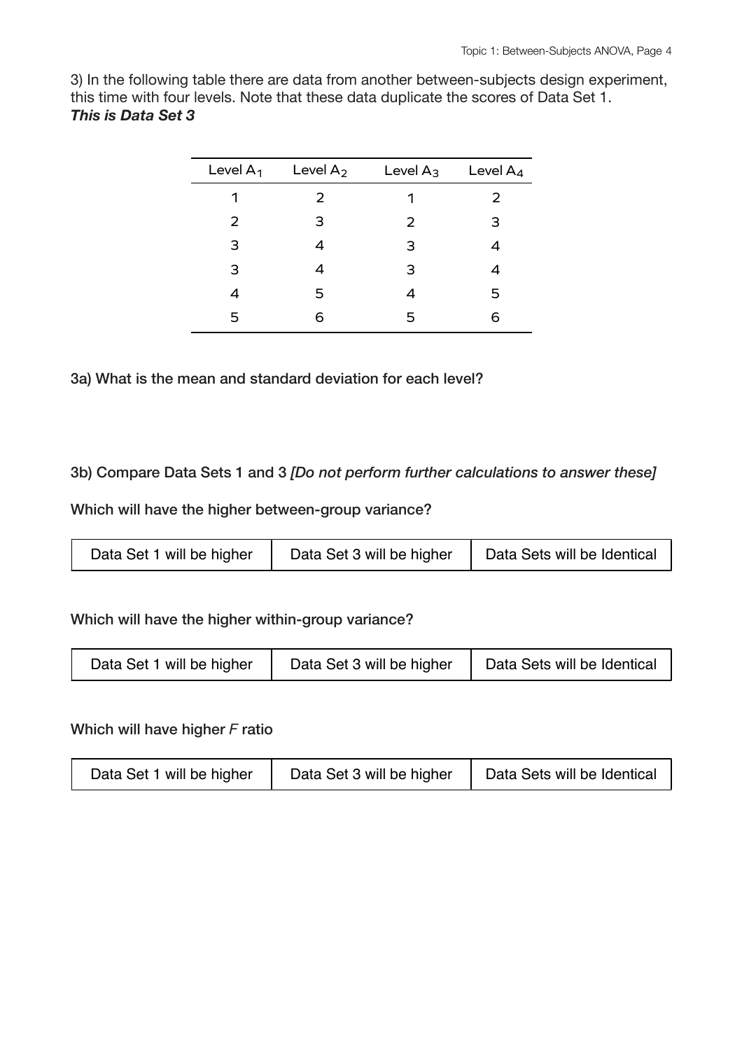3) In the following table there are data from another between-subjects design experiment, this time with four levels. Note that these data duplicate the scores of Data Set 1.
***This is Data Set 3***

| Level $A_1$ | Level $A_2$ | Level $A_3$ | Level $A_4$ |
|---|---|---|---|
| 1 | 2 | 1 | 2 |
| 2 | 3 | 2 | 3 |
| 3 | 4 | 3 | 4 |
| 3 | 4 | 3 | 4 |
| 4 | 5 | 4 | 5 |
| 5 | 6 | 5 | 6 |

**3a) What is the mean and standard deviation for each level?**

**3b) Compare Data Sets 1 and 3 *[Do not perform further calculations to answer these]***

**Which will have the higher between-group variance?**

| Data Set 1 will be higher | Data Set 3 will be higher | Data Sets will be Identical |
|---|---|---|

**Which will have the higher within-group variance?**

| Data Set 1 will be higher | Data Set 3 will be higher | Data Sets will be Identical |
|---|---|---|

**Which will have higher *F* ratio**

| Data Set 1 will be higher | Data Set 3 will be higher | Data Sets will be Identical |
|---|---|---|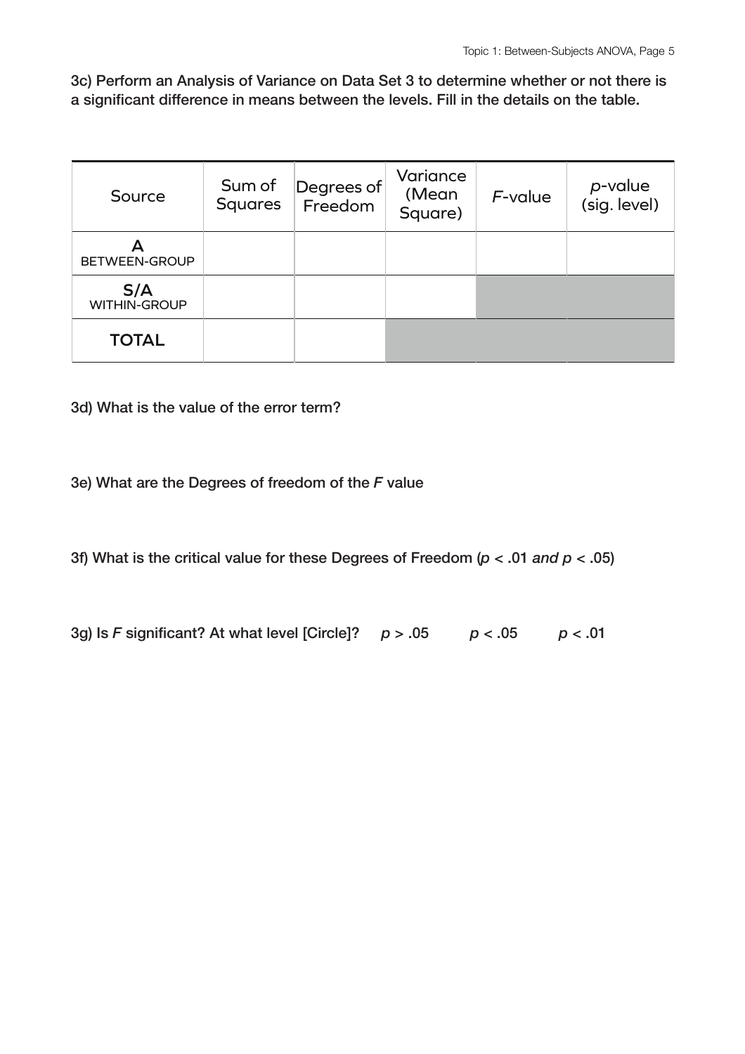**3c) Perform an Analysis of Variance on Data Set 3 to determine whether or not there is a significant difference in means between the levels. Fill in the details on the table.**

| Source | Sum of Squares | Degrees of Freedom | Variance (Mean Square) | *F*-value | *p*-value (sig. level) |
|---|---|---|---|---|---|
| A<br>BETWEEN-GROUP | | | | | |
| S/A<br>WITHIN-GROUP | | | | | |
| **TOTAL** | | | | | |

**3d) What is the value of the error term?**

**3e) What are the Degrees of freedom of the *F* value**

**3f) What is the critical value for these Degrees of Freedom ($p < .01$ *and* $p < .05$)**

**3g) Is *F* significant? At what level [Circle]?** $p > .05$ $p < .05$ $p < .01$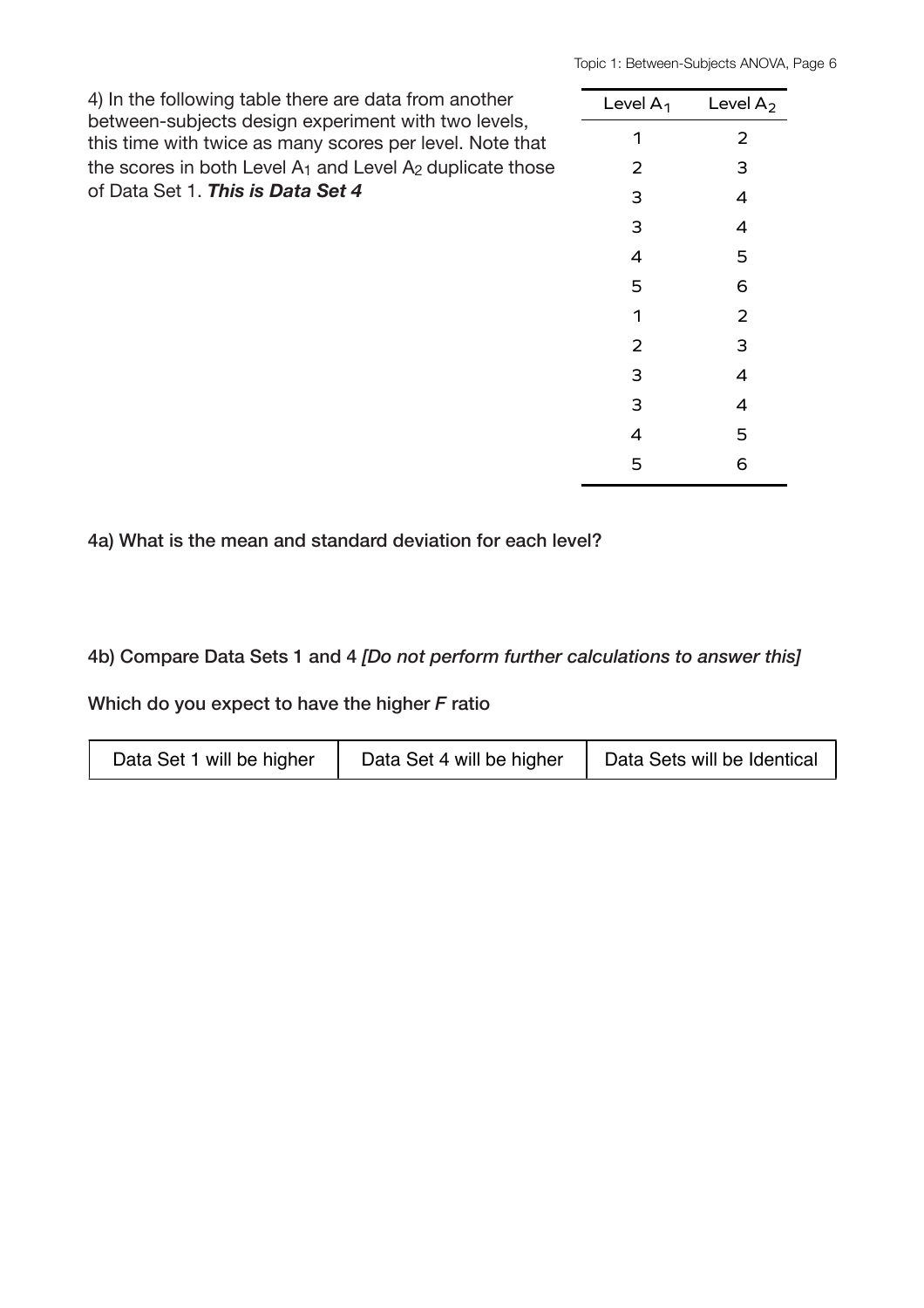4) In the following table there are data from another between-subjects design experiment with two levels, this time with twice as many scores per level. Note that the scores in both Level $A_1$ and Level $A_2$ duplicate those of Data Set 1. ***This is Data Set 4***

| Level $A_1$ | Level $A_2$ |
|---|---|
| 1 | 2 |
| 2 | 3 |
| 3 | 4 |
| 3 | 4 |
| 4 | 5 |
| 5 | 6 |
| 1 | 2 |
| 2 | 3 |
| 3 | 4 |
| 3 | 4 |
| 4 | 5 |
| 5 | 6 |

**4a) What is the mean and standard deviation for each level?**

**4b) Compare Data Sets 1 and 4** ***[Do not perform further calculations to answer this]***

**Which do you expect to have the higher** ***F*** **ratio**

| Data Set 1 will be higher | Data Set 4 will be higher | Data Sets will be Identical |
|---|---|---|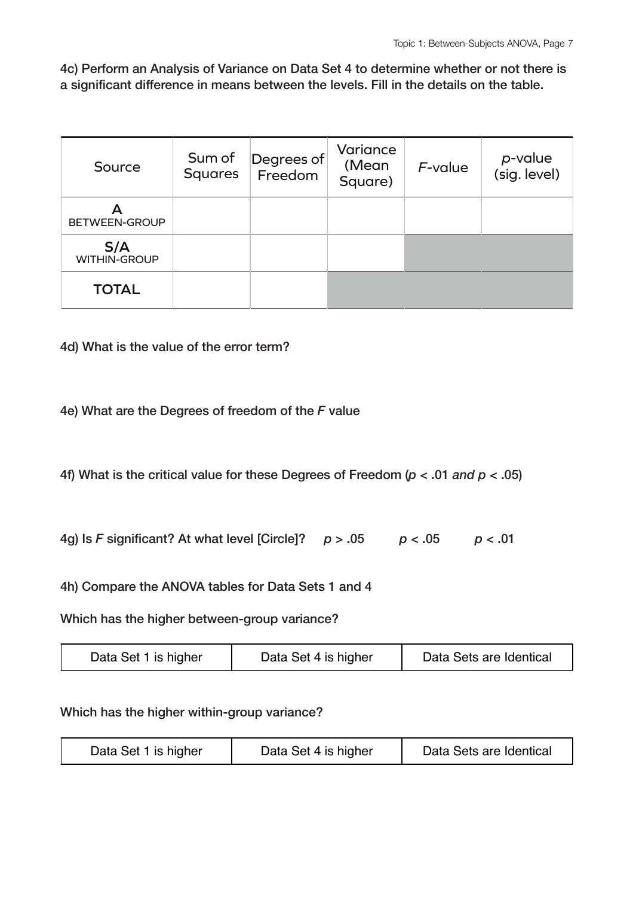**4c) Perform an Analysis of Variance on Data Set 4 to determine whether or not there is a significant difference in means between the levels. Fill in the details on the table.**

| Source | Sum of Squares | Degrees of Freedom | Variance (Mean Square) | *F*-value | *p*-value (sig. level) |
|---|---|---|---|---|---|
| A<br>BETWEEN-GROUP | | | | | |
| S/A<br>WITHIN-GROUP | | | | | |
| **TOTAL** | | | | | |

**4d) What is the value of the error term?**

**4e) What are the Degrees of freedom of the *F* value**

**4f) What is the critical value for these Degrees of Freedom ($p < .01$ *and* $p < .05$)**

**4g) Is *F* significant? At what level [Circle]?** $p > .05$ $p < .05$ $p < .01$

**4h) Compare the ANOVA tables for Data Sets 1 and 4**

**Which has the higher between-group variance?**

| Data Set 1 is higher | Data Set 4 is higher | Data Sets are Identical |
|---|---|---|

**Which has the higher within-group variance?**

| Data Set 1 is higher | Data Set 4 is higher | Data Sets are Identical |
|---|---|---|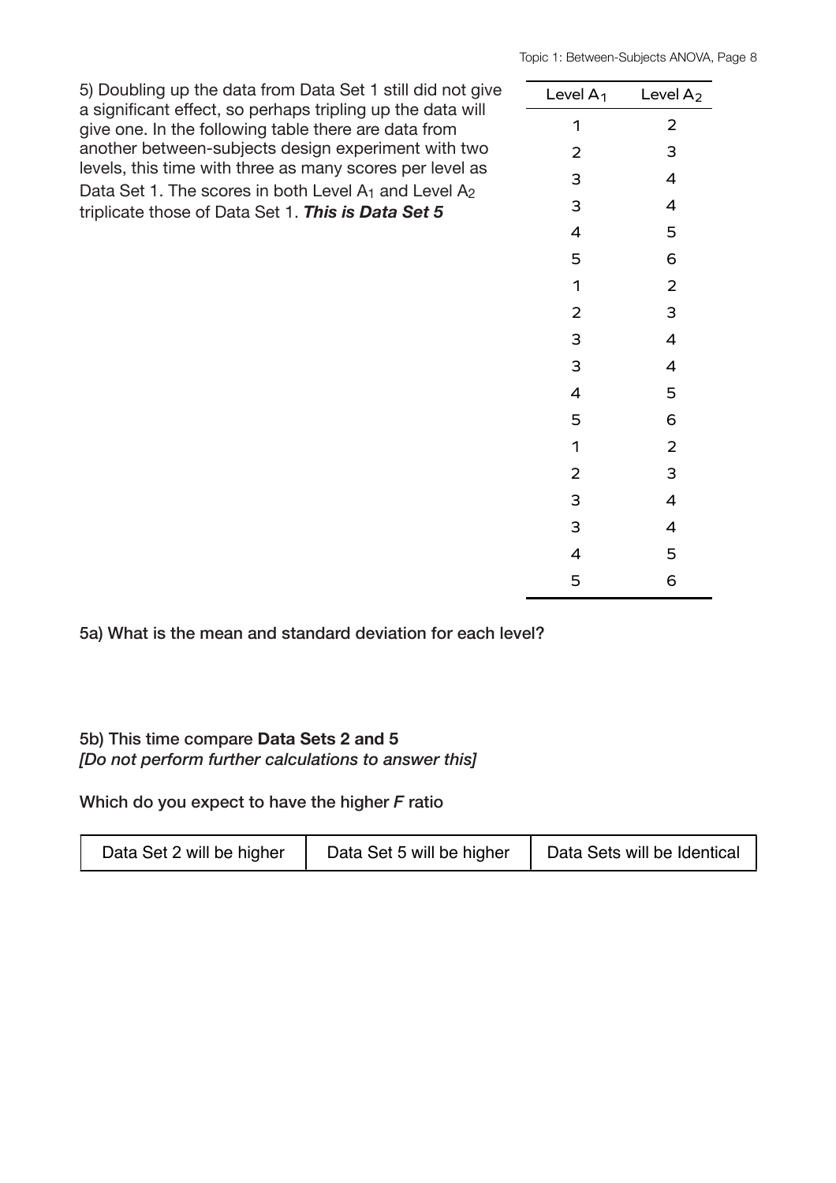5) Doubling up the data from Data Set 1 still did not give a significant effect, so perhaps tripling up the data will give one. In the following table there are data from another between-subjects design experiment with two levels, this time with three as many scores per level as Data Set 1. The scores in both Level $A_1$ and Level $A_2$ triplicate those of Data Set 1. ***This is Data Set 5***

| Level $A_1$ | Level $A_2$ |
|---|---|
| 1 | 2 |
| 2 | 3 |
| 3 | 4 |
| 3 | 4 |
| 4 | 5 |
| 5 | 6 |
| 1 | 2 |
| 2 | 3 |
| 3 | 4 |
| 3 | 4 |
| 4 | 5 |
| 5 | 6 |
| 1 | 2 |
| 2 | 3 |
| 3 | 4 |
| 3 | 4 |
| 4 | 5 |
| 5 | 6 |

**5a) What is the mean and standard deviation for each level?**

**5b) This time compare Data Sets 2 and 5**
***[Do not perform further calculations to answer this]***

**Which do you expect to have the higher *F* ratio**

| Data Set 2 will be higher | Data Set 5 will be higher | Data Sets will be Identical |
|---|---|---|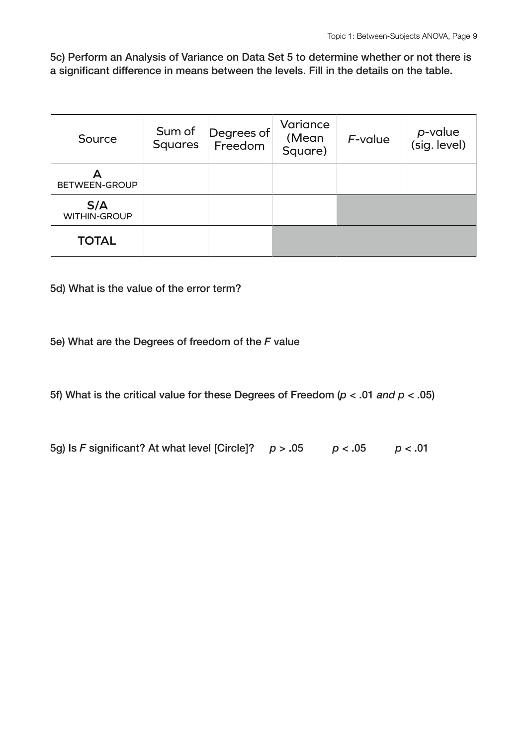**5c) Perform an Analysis of Variance on Data Set 5 to determine whether or not there is a significant difference in means between the levels. Fill in the details on the table.**

| Source | Sum of Squares | Degrees of Freedom | Variance (Mean Square) | $F$-value | $p$-value (sig. level) |
|---|---|---|---|---|---|
| A<br>BETWEEN-GROUP | | | | | |
| S/A<br>WITHIN-GROUP | | | | | |
| TOTAL | | | | | |

**5d) What is the value of the error term?**

**5e) What are the Degrees of freedom of the *F* value**

**5f) What is the critical value for these Degrees of Freedom ($p < .01$ *and* $p < .05$)**

**5g) Is *F* significant? At what level [Circle]?** $p > .05$ $p < .05$ $p < .01$